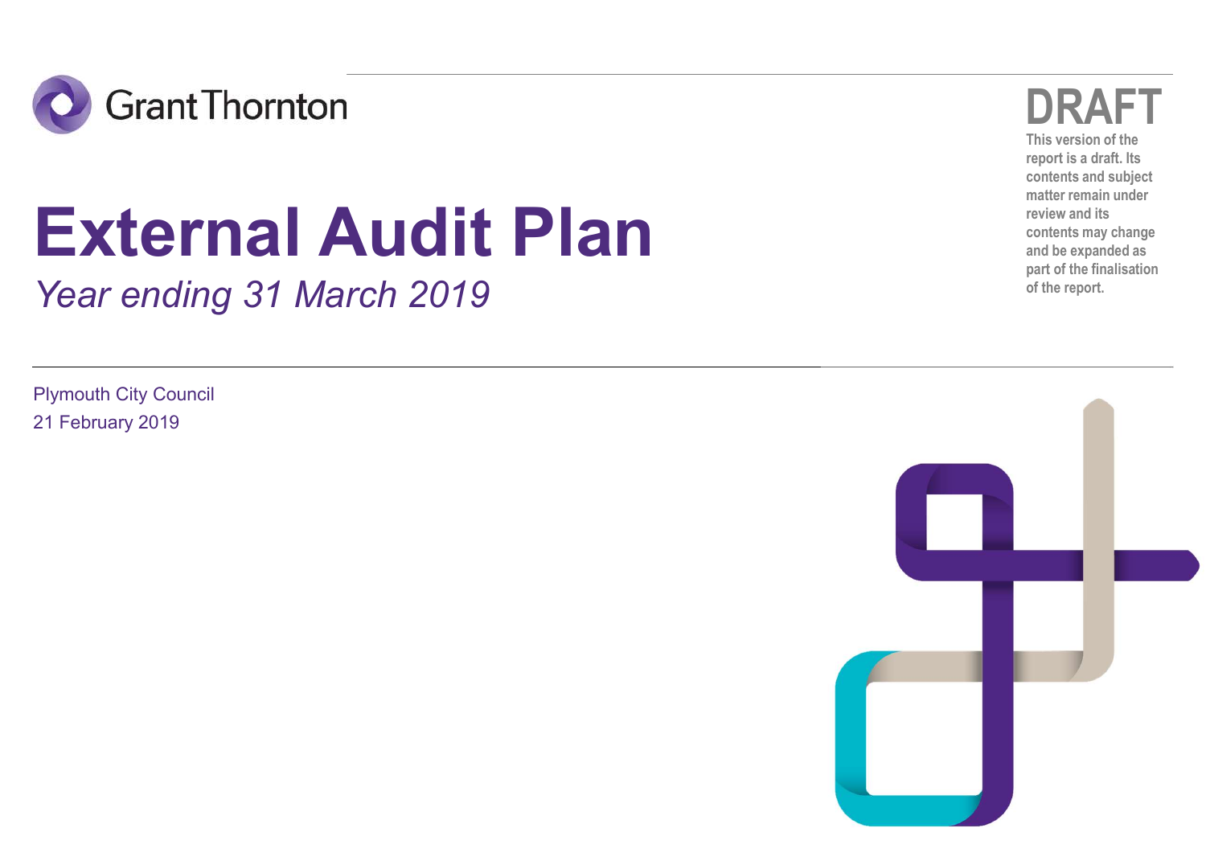Grant Thornton

# External Audit Plan

*Year ending 31 March 2019*

**DRAFT**

This version of the report is a draft. Its contents and subject matter remain under review and its contents may change and be expanded as part of the finalisation of the report.

Plymouth City Council

21 February 2019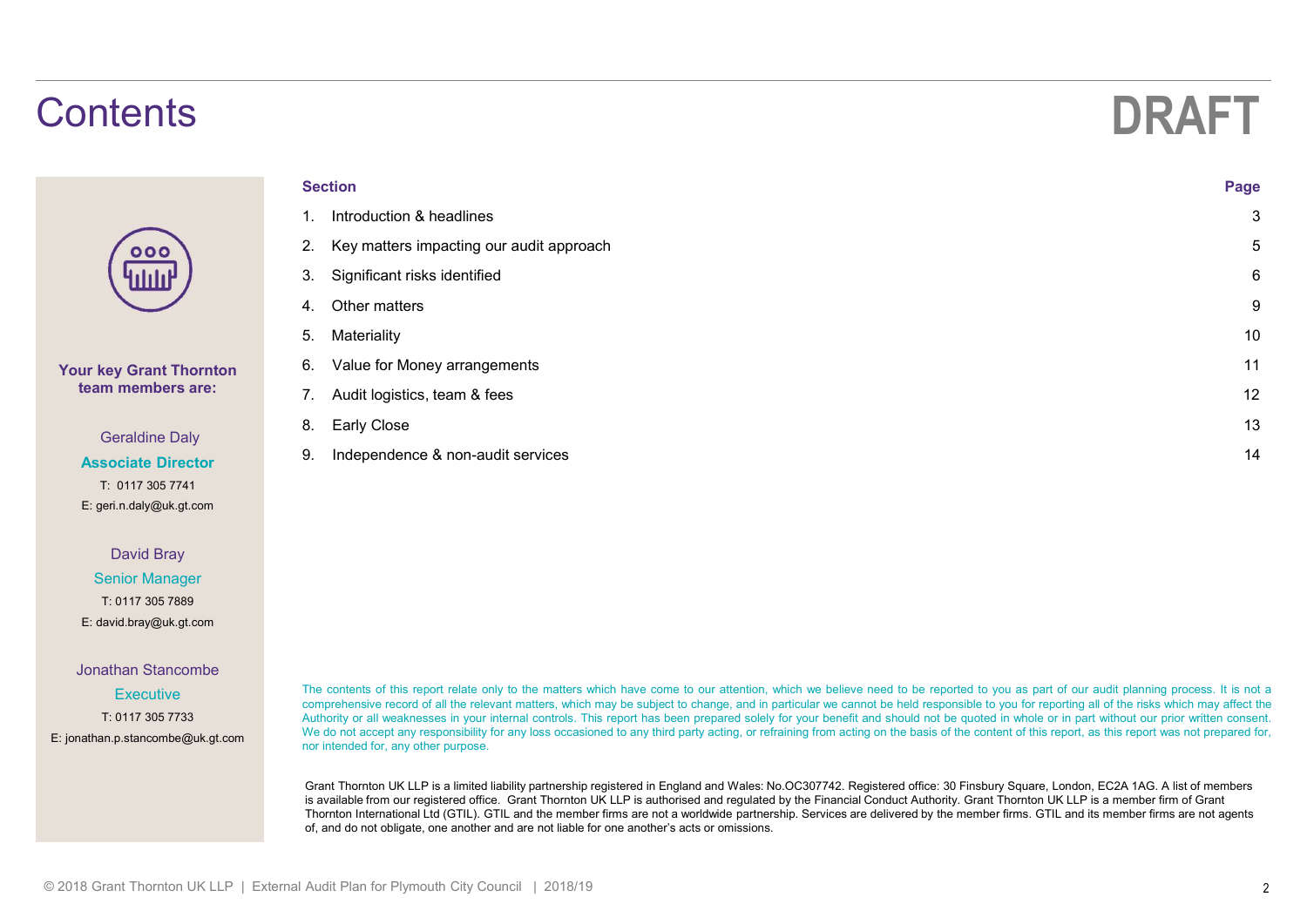# Contents

**DRAFT**

| Section | Page |
| --- | --- |
| 1. Introduction & headlines | 3 |
| 2. Key matters impacting our audit approach | 5 |
| 3. Significant risks identified | 6 |
| 4. Other matters | 9 |
| 5. Materiality | 10 |
| 6. Value for Money arrangements | 11 |
| 7. Audit logistics, team & fees | 12 |
| 8. Early Close | 13 |
| 9. Independence & non-audit services | 14 |

**Your key Grant Thornton team members are:**

Geraldine Daly
**Associate Director**
T: 0117 305 7741
E: geri.n.daly@uk.gt.com

David Bray
Senior Manager
T: 0117 305 7889
E: david.bray@uk.gt.com

Jonathan Stancombe
Executive
T: 0117 305 7733
E: jonathan.p.stancombe@uk.gt.com

The contents of this report relate only to the matters which have come to our attention, which we believe need to be reported to you as part of our audit planning process. It is not a comprehensive record of all the relevant matters, which may be subject to change, and in particular we cannot be held responsible to you for reporting all of the risks which may affect the Authority or all weaknesses in your internal controls. This report has been prepared solely for your benefit and should not be quoted in whole or in part without our prior written consent. We do not accept any responsibility for any loss occasioned to any third party acting, or refraining from acting on the basis of the content of this report, as this report was not prepared for, nor intended for, any other purpose.

Grant Thornton UK LLP is a limited liability partnership registered in England and Wales: No.OC307742. Registered office: 30 Finsbury Square, London, EC2A 1AG. A list of members is available from our registered office. Grant Thornton UK LLP is authorised and regulated by the Financial Conduct Authority. Grant Thornton UK LLP is a member firm of Grant Thornton International Ltd (GTIL). GTIL and the member firms are not a worldwide partnership. Services are delivered by the member firms. GTIL and its member firms are not agents of, and do not obligate, one another and are not liable for one another's acts or omissions.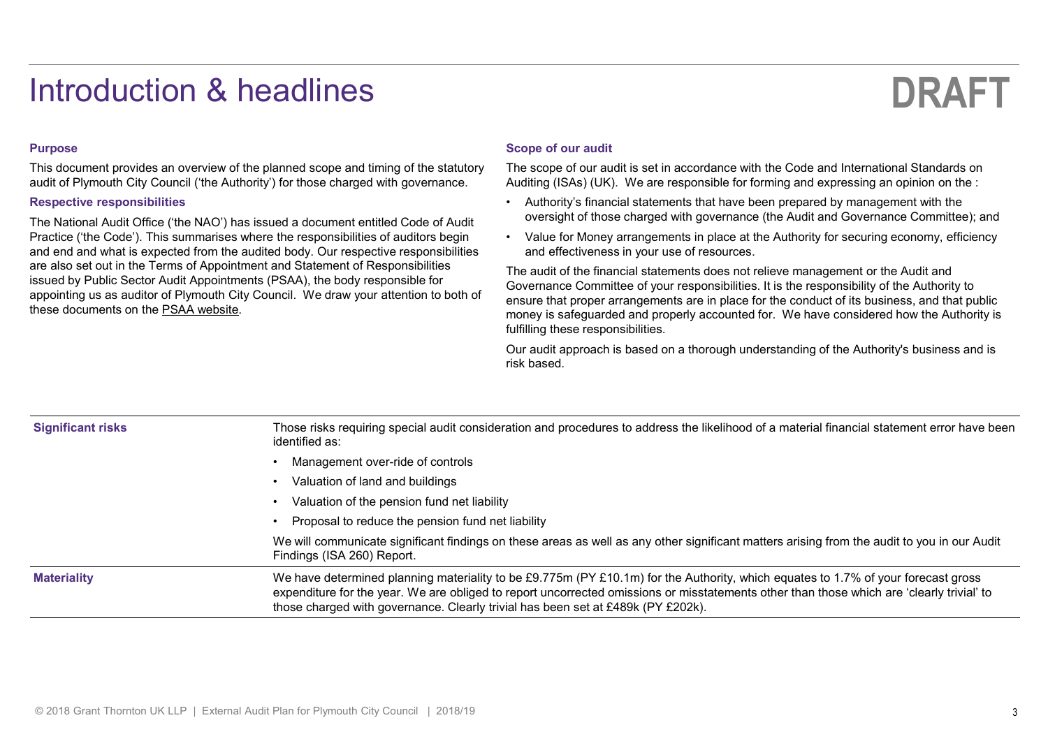# Introduction & headlines

DRAFT

### Purpose

This document provides an overview of the planned scope and timing of the statutory audit of Plymouth City Council ('the Authority') for those charged with governance.

### Respective responsibilities

The National Audit Office ('the NAO') has issued a document entitled Code of Audit Practice ('the Code'). This summarises where the responsibilities of auditors begin and end and what is expected from the audited body. Our respective responsibilities are also set out in the Terms of Appointment and Statement of Responsibilities issued by Public Sector Audit Appointments (PSAA), the body responsible for appointing us as auditor of Plymouth City Council. We draw your attention to both of these documents on the PSAA website.

### Scope of our audit

The scope of our audit is set in accordance with the Code and International Standards on Auditing (ISAs) (UK). We are responsible for forming and expressing an opinion on the :

- Authority's financial statements that have been prepared by management with the oversight of those charged with governance (the Audit and Governance Committee); and
- Value for Money arrangements in place at the Authority for securing economy, efficiency and effectiveness in your use of resources.

The audit of the financial statements does not relieve management or the Audit and Governance Committee of your responsibilities. It is the responsibility of the Authority to ensure that proper arrangements are in place for the conduct of its business, and that public money is safeguarded and properly accounted for. We have considered how the Authority is fulfilling these responsibilities.

Our audit approach is based on a thorough understanding of the Authority's business and is risk based.

| | |
|---|---|
| **Significant risks** | Those risks requiring special audit consideration and procedures to address the likelihood of a material financial statement error have been identified as:<br>• Management over-ride of controls<br>• Valuation of land and buildings<br>• Valuation of the pension fund net liability<br>• Proposal to reduce the pension fund net liability<br>We will communicate significant findings on these areas as well as any other significant matters arising from the audit to you in our Audit Findings (ISA 260) Report. |
| **Materiality** | We have determined planning materiality to be £9.775m (PY £10.1m) for the Authority, which equates to 1.7% of your forecast gross expenditure for the year. We are obliged to report uncorrected omissions or misstatements other than those which are 'clearly trivial' to those charged with governance. Clearly trivial has been set at £489k (PY £202k). |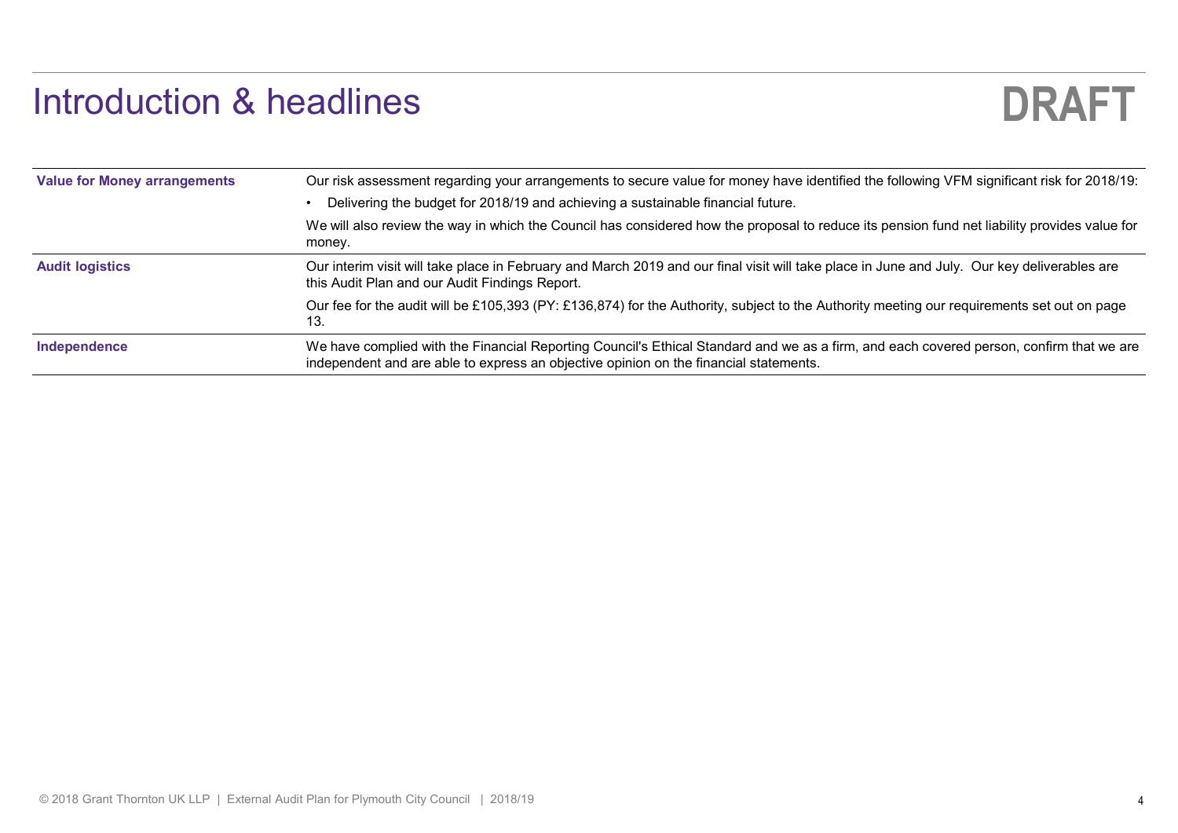# Introduction & headlines

DRAFT

| | |
|---|---|
| **Value for Money arrangements** | Our risk assessment regarding your arrangements to secure value for money have identified the following VFM significant risk for 2018/19:<br>• Delivering the budget for 2018/19 and achieving a sustainable financial future.<br>We will also review the way in which the Council has considered how the proposal to reduce its pension fund net liability provides value for money. |
| **Audit logistics** | Our interim visit will take place in February and March 2019 and our final visit will take place in June and July. Our key deliverables are this Audit Plan and our Audit Findings Report.<br>Our fee for the audit will be £105,393 (PY: £136,874) for the Authority, subject to the Authority meeting our requirements set out on page 13. |
| **Independence** | We have complied with the Financial Reporting Council's Ethical Standard and we as a firm, and each covered person, confirm that we are independent and are able to express an objective opinion on the financial statements. |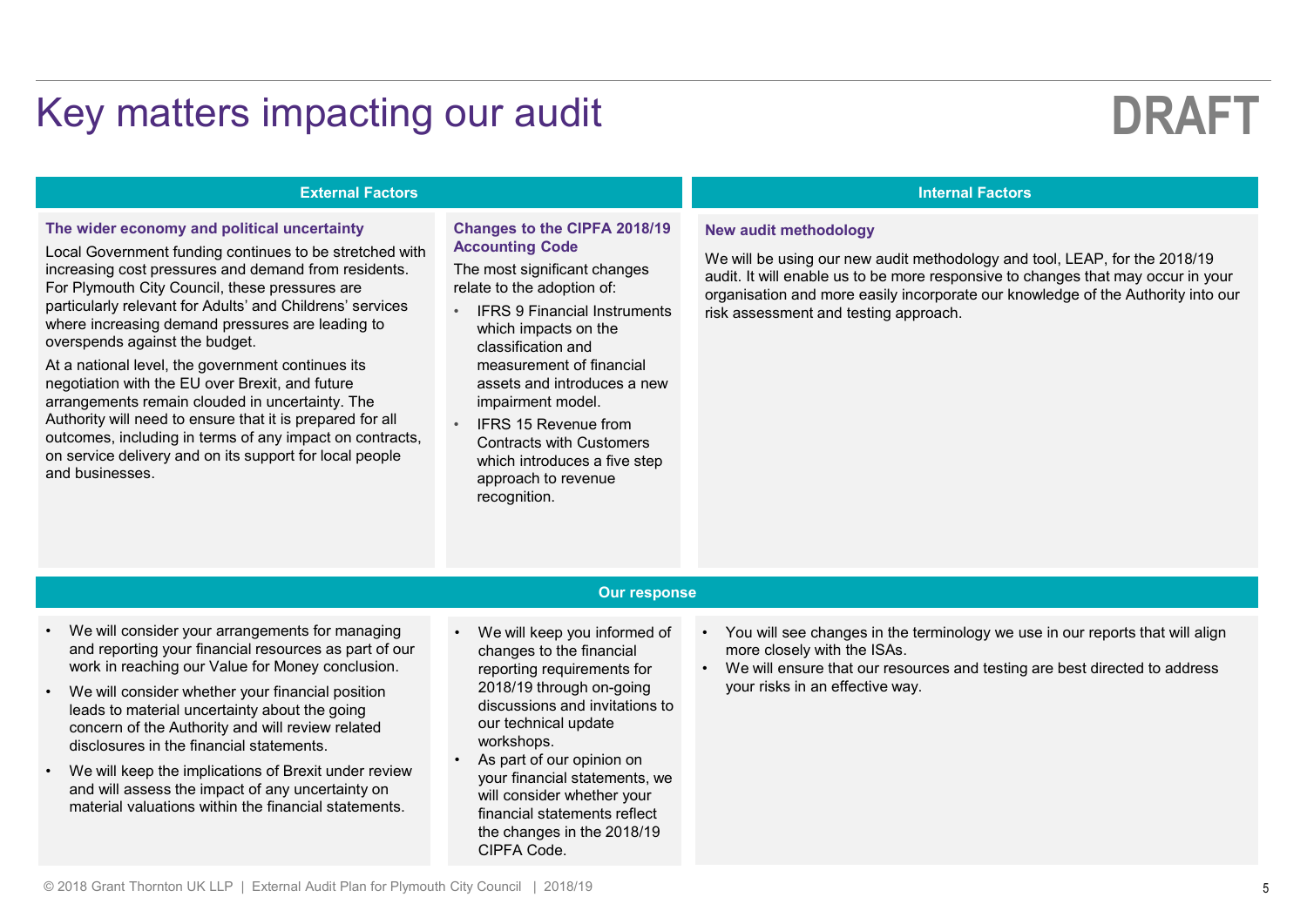# Key matters impacting our audit

DRAFT

## External Factors

### The wider economy and political uncertainty

Local Government funding continues to be stretched with increasing cost pressures and demand from residents. For Plymouth City Council, these pressures are particularly relevant for Adults' and Childrens' services where increasing demand pressures are leading to overspends against the budget.

At a national level, the government continues its negotiation with the EU over Brexit, and future arrangements remain clouded in uncertainty. The Authority will need to ensure that it is prepared for all outcomes, including in terms of any impact on contracts, on service delivery and on its support for local people and businesses.

### Changes to the CIPFA 2018/19 Accounting Code

The most significant changes relate to the adoption of:

- IFRS 9 Financial Instruments which impacts on the classification and measurement of financial assets and introduces a new impairment model.
- IFRS 15 Revenue from Contracts with Customers which introduces a five step approach to revenue recognition.

## Internal Factors

### New audit methodology

We will be using our new audit methodology and tool, LEAP, for the 2018/19 audit. It will enable us to be more responsive to changes that may occur in your organisation and more easily incorporate our knowledge of the Authority into our risk assessment and testing approach.

## Our response

- We will consider your arrangements for managing and reporting your financial resources as part of our work in reaching our Value for Money conclusion.
- We will consider whether your financial position leads to material uncertainty about the going concern of the Authority and will review related disclosures in the financial statements.
- We will keep the implications of Brexit under review and will assess the impact of any uncertainty on material valuations within the financial statements.

- We will keep you informed of changes to the financial reporting requirements for 2018/19 through on-going discussions and invitations to our technical update workshops.
- As part of our opinion on your financial statements, we will consider whether your financial statements reflect the changes in the 2018/19 CIPFA Code.

- You will see changes in the terminology we use in our reports that will align more closely with the ISAs.
- We will ensure that our resources and testing are best directed to address your risks in an effective way.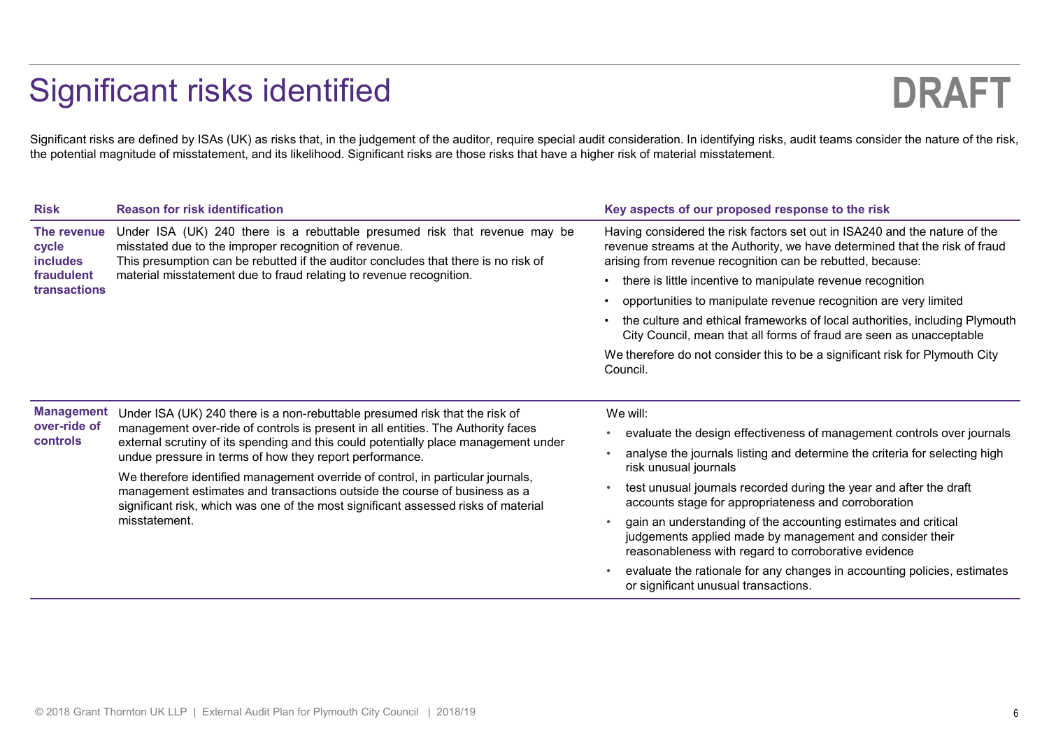# Significant risks identified

DRAFT

Significant risks are defined by ISAs (UK) as risks that, in the judgement of the auditor, require special audit consideration. In identifying risks, audit teams consider the nature of the risk, the potential magnitude of misstatement, and its likelihood. Significant risks are those risks that have a higher risk of material misstatement.

| Risk | Reason for risk identification | Key aspects of our proposed response to the risk |
|---|---|---|
| **The revenue cycle includes fraudulent transactions** | Under ISA (UK) 240 there is a rebuttable presumed risk that revenue may be misstated due to the improper recognition of revenue.<br>This presumption can be rebutted if the auditor concludes that there is no risk of material misstatement due to fraud relating to revenue recognition. | Having considered the risk factors set out in ISA240 and the nature of the revenue streams at the Authority, we have determined that the risk of fraud arising from revenue recognition can be rebutted, because:<br>• there is little incentive to manipulate revenue recognition<br>• opportunities to manipulate revenue recognition are very limited<br>• the culture and ethical frameworks of local authorities, including Plymouth City Council, mean that all forms of fraud are seen as unacceptable<br>We therefore do not consider this to be a significant risk for Plymouth City Council. |
| **Management over-ride of controls** | Under ISA (UK) 240 there is a non-rebuttable presumed risk that the risk of management over-ride of controls is present in all entities. The Authority faces external scrutiny of its spending and this could potentially place management under undue pressure in terms of how they report performance.<br>We therefore identified management override of control, in particular journals, management estimates and transactions outside the course of business as a significant risk, which was one of the most significant assessed risks of material misstatement. | We will:<br>• evaluate the design effectiveness of management controls over journals<br>• analyse the journals listing and determine the criteria for selecting high risk unusual journals<br>• test unusual journals recorded during the year and after the draft accounts stage for appropriateness and corroboration<br>• gain an understanding of the accounting estimates and critical judgements applied made by management and consider their reasonableness with regard to corroborative evidence<br>• evaluate the rationale for any changes in accounting policies, estimates or significant unusual transactions. |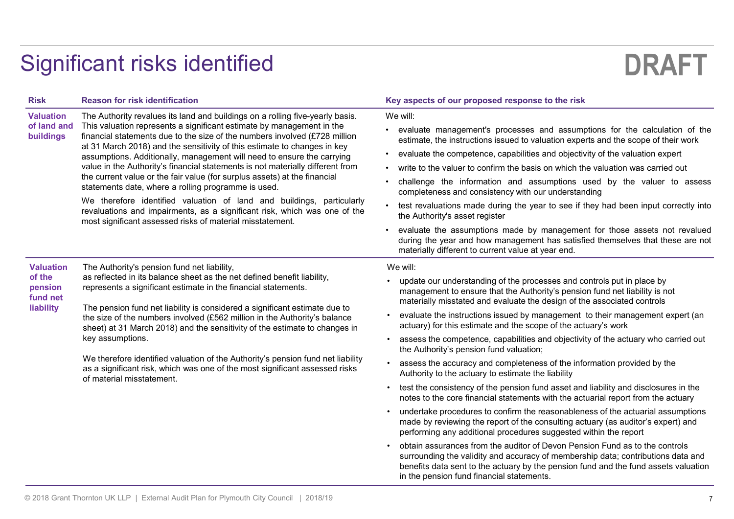# Significant risks identified

DRAFT

| Risk | Reason for risk identification | Key aspects of our proposed response to the risk |
|---|---|---|
| **Valuation of land and buildings** | The Authority revalues its land and buildings on a rolling five-yearly basis. This valuation represents a significant estimate by management in the financial statements due to the size of the numbers involved (£728 million at 31 March 2018) and the sensitivity of this estimate to changes in key assumptions. Additionally, management will need to ensure the carrying value in the Authority's financial statements is not materially different from the current value or the fair value (for surplus assets) at the financial statements date, where a rolling programme is used.<br><br>We therefore identified valuation of land and buildings, particularly revaluations and impairments, as a significant risk, which was one of the most significant assessed risks of material misstatement. | We will:<br>• evaluate management's processes and assumptions for the calculation of the estimate, the instructions issued to valuation experts and the scope of their work<br>• evaluate the competence, capabilities and objectivity of the valuation expert<br>• write to the valuer to confirm the basis on which the valuation was carried out<br>• challenge the information and assumptions used by the valuer to assess completeness and consistency with our understanding<br>• test revaluations made during the year to see if they had been input correctly into the Authority's asset register<br>• evaluate the assumptions made by management for those assets not revalued during the year and how management has satisfied themselves that these are not materially different to current value at year end. |
| **Valuation of the pension fund net liability** | The Authority's pension fund net liability, as reflected in its balance sheet as the net defined benefit liability, represents a significant estimate in the financial statements.<br><br>The pension fund net liability is considered a significant estimate due to the size of the numbers involved (£562 million in the Authority's balance sheet) at 31 March 2018) and the sensitivity of the estimate to changes in key assumptions.<br><br>We therefore identified valuation of the Authority's pension fund net liability as a significant risk, which was one of the most significant assessed risks of material misstatement. | We will:<br>• update our understanding of the processes and controls put in place by management to ensure that the Authority's pension fund net liability is not materially misstated and evaluate the design of the associated controls<br>• evaluate the instructions issued by management to their management expert (an actuary) for this estimate and the scope of the actuary's work<br>• assess the competence, capabilities and objectivity of the actuary who carried out the Authority's pension fund valuation;<br>• assess the accuracy and completeness of the information provided by the Authority to the actuary to estimate the liability<br>• test the consistency of the pension fund asset and liability and disclosures in the notes to the core financial statements with the actuarial report from the actuary<br>• undertake procedures to confirm the reasonableness of the actuarial assumptions made by reviewing the report of the consulting actuary (as auditor's expert) and performing any additional procedures suggested within the report<br>• obtain assurances from the auditor of Devon Pension Fund as to the controls surrounding the validity and accuracy of membership data; contributions data and benefits data sent to the actuary by the pension fund and the fund assets valuation in the pension fund financial statements. |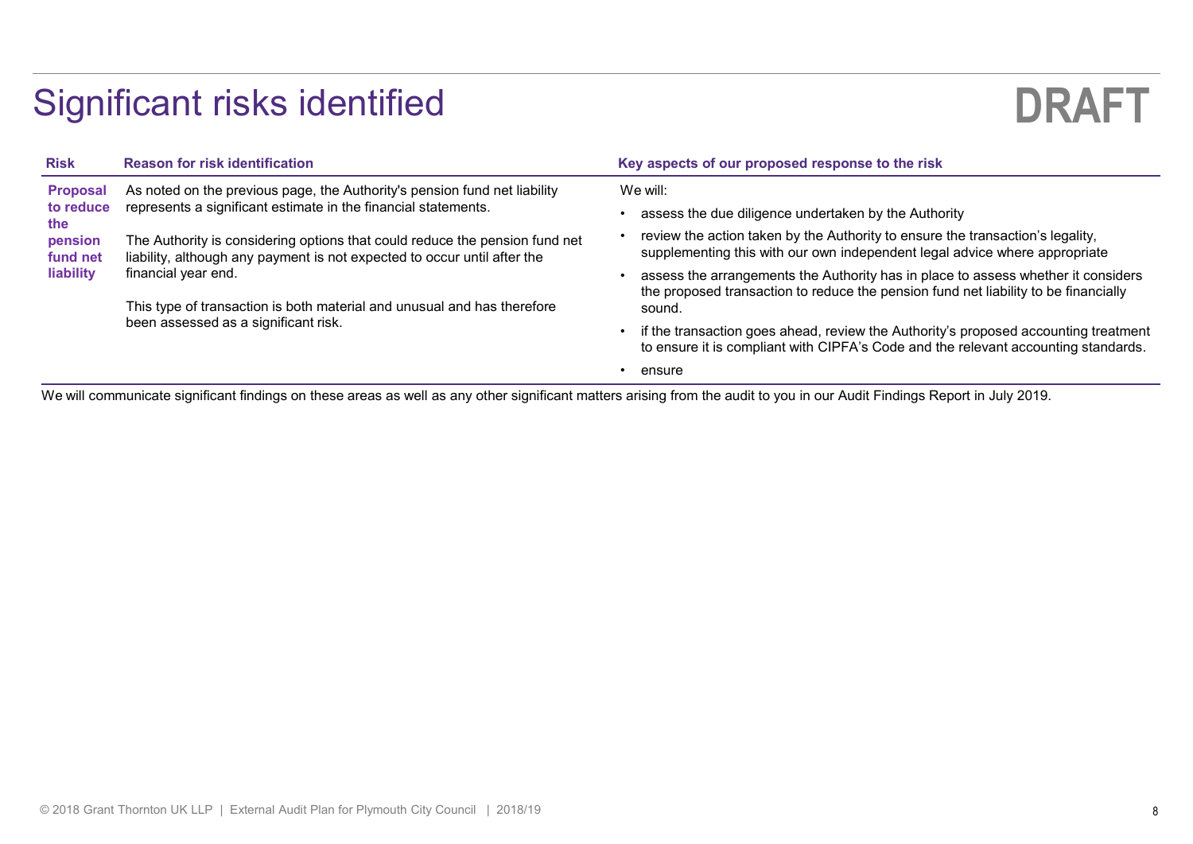# Significant risks identified

**DRAFT**

| Risk | Reason for risk identification | Key aspects of our proposed response to the risk |
|---|---|---|
| **Proposal to reduce the pension fund net liability** | As noted on the previous page, the Authority's pension fund net liability represents a significant estimate in the financial statements.<br><br>The Authority is considering options that could reduce the pension fund net liability, although any payment is not expected to occur until after the financial year end.<br><br>This type of transaction is both material and unusual and has therefore been assessed as a significant risk. | We will:<br>• assess the due diligence undertaken by the Authority<br>• review the action taken by the Authority to ensure the transaction's legality, supplementing this with our own independent legal advice where appropriate<br>• assess the arrangements the Authority has in place to assess whether it considers the proposed transaction to reduce the pension fund net liability to be financially sound.<br>• if the transaction goes ahead, review the Authority's proposed accounting treatment to ensure it is compliant with CIPFA's Code and the relevant accounting standards.<br>• ensure |

We will communicate significant findings on these areas as well as any other significant matters arising from the audit to you in our Audit Findings Report in July 2019.

© 2018 Grant Thornton UK LLP | External Audit Plan for Plymouth City Council | 2018/19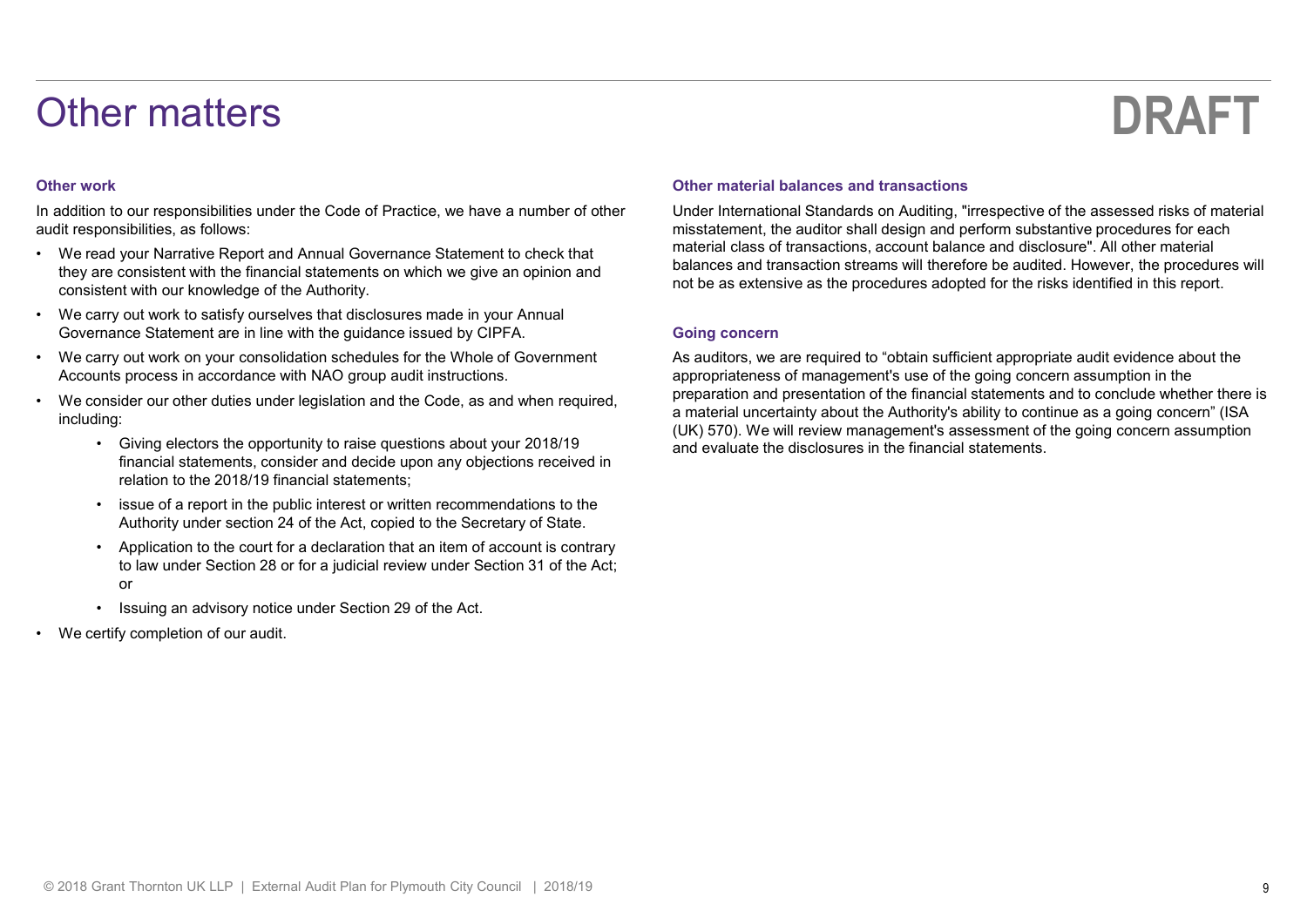# Other matters

DRAFT

## Other work

In addition to our responsibilities under the Code of Practice, we have a number of other audit responsibilities, as follows:

- We read your Narrative Report and Annual Governance Statement to check that they are consistent with the financial statements on which we give an opinion and consistent with our knowledge of the Authority.
- We carry out work to satisfy ourselves that disclosures made in your Annual Governance Statement are in line with the guidance issued by CIPFA.
- We carry out work on your consolidation schedules for the Whole of Government Accounts process in accordance with NAO group audit instructions.
- We consider our other duties under legislation and the Code, as and when required, including:
    - Giving electors the opportunity to raise questions about your 2018/19 financial statements, consider and decide upon any objections received in relation to the 2018/19 financial statements;
    - issue of a report in the public interest or written recommendations to the Authority under section 24 of the Act, copied to the Secretary of State.
    - Application to the court for a declaration that an item of account is contrary to law under Section 28 or for a judicial review under Section 31 of the Act; or
    - Issuing an advisory notice under Section 29 of the Act.
- We certify completion of our audit.

## Other material balances and transactions

Under International Standards on Auditing, "irrespective of the assessed risks of material misstatement, the auditor shall design and perform substantive procedures for each material class of transactions, account balance and disclosure". All other material balances and transaction streams will therefore be audited. However, the procedures will not be as extensive as the procedures adopted for the risks identified in this report.

## Going concern

As auditors, we are required to "obtain sufficient appropriate audit evidence about the appropriateness of management's use of the going concern assumption in the preparation and presentation of the financial statements and to conclude whether there is a material uncertainty about the Authority's ability to continue as a going concern" (ISA (UK) 570). We will review management's assessment of the going concern assumption and evaluate the disclosures in the financial statements.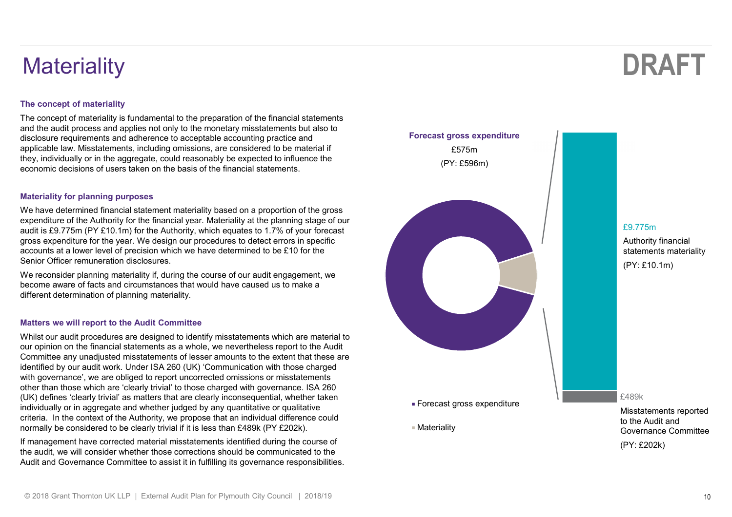# Materiality

DRAFT

### The concept of materiality

The concept of materiality is fundamental to the preparation of the financial statements and the audit process and applies not only to the monetary misstatements but also to disclosure requirements and adherence to acceptable accounting practice and applicable law. Misstatements, including omissions, are considered to be material if they, individually or in the aggregate, could reasonably be expected to influence the economic decisions of users taken on the basis of the financial statements.

### Materiality for planning purposes

We have determined financial statement materiality based on a proportion of the gross expenditure of the Authority for the financial year. Materiality at the planning stage of our audit is £9.775m (PY £10.1m) for the Authority, which equates to 1.7% of your forecast gross expenditure for the year. We design our procedures to detect errors in specific accounts at a lower level of precision which we have determined to be £10 for the Senior Officer remuneration disclosures.

We reconsider planning materiality if, during the course of our audit engagement, we become aware of facts and circumstances that would have caused us to make a different determination of planning materiality.

### Matters we will report to the Audit Committee

Whilst our audit procedures are designed to identify misstatements which are material to our opinion on the financial statements as a whole, we nevertheless report to the Audit Committee any unadjusted misstatements of lesser amounts to the extent that these are identified by our audit work. Under ISA 260 (UK) 'Communication with those charged with governance', we are obliged to report uncorrected omissions or misstatements other than those which are 'clearly trivial' to those charged with governance. ISA 260 (UK) defines 'clearly trivial' as matters that are clearly inconsequential, whether taken individually or in aggregate and whether judged by any quantitative or qualitative criteria. In the context of the Authority, we propose that an individual difference could normally be considered to be clearly trivial if it is less than £489k (PY £202k).

If management have corrected material misstatements identified during the course of the audit, we will consider whether those corrections should be communicated to the Audit and Governance Committee to assist it in fulfilling its governance responsibilities.

**Forecast gross expenditure**
£575m
(PY: £596m)

- Forecast gross expenditure
- Materiality

£9.775m
Authority financial statements materiality
(PY: £10.1m)

£489k
Misstatements reported to the Audit and Governance Committee
(PY: £202k)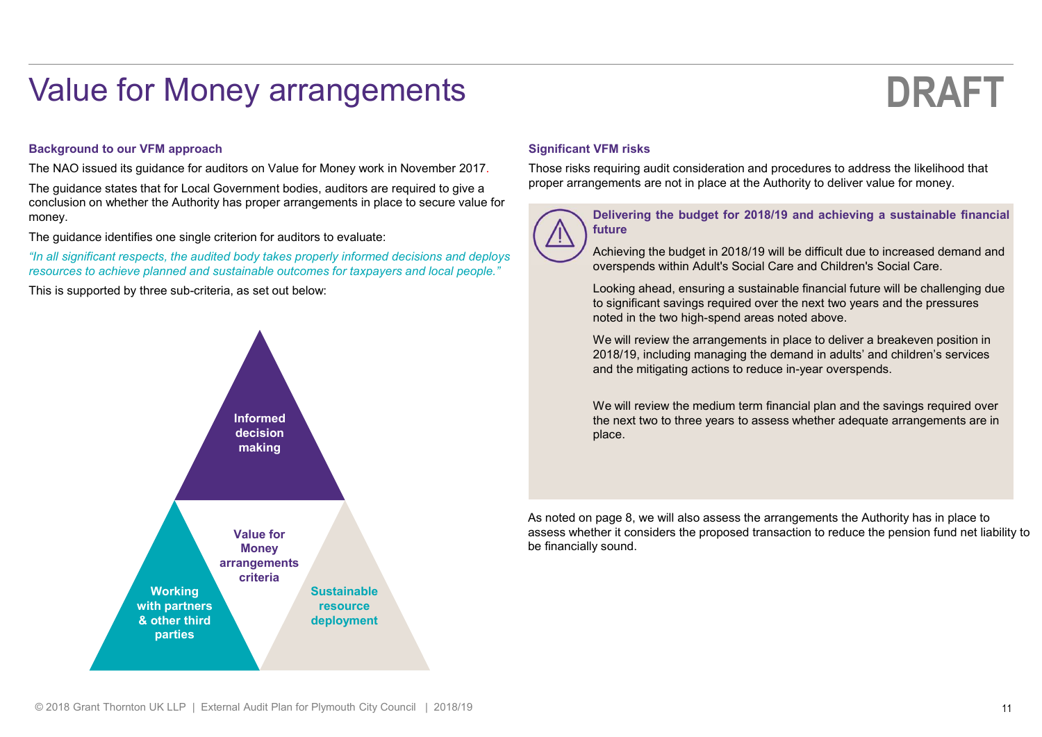# Value for Money arrangements

DRAFT

**Background to our VFM approach**

The NAO issued its guidance for auditors on Value for Money work in November 2017.

The guidance states that for Local Government bodies, auditors are required to give a conclusion on whether the Authority has proper arrangements in place to secure value for money.

The guidance identifies one single criterion for auditors to evaluate:

*"In all significant respects, the audited body takes properly informed decisions and deploys resources to achieve planned and sustainable outcomes for taxpayers and local people."*

This is supported by three sub-criteria, as set out below:

Informed decision making

Value for Money arrangements criteria

Working with partners & other third parties

Sustainable resource deployment

**Significant VFM risks**

Those risks requiring audit consideration and procedures to address the likelihood that proper arrangements are not in place at the Authority to deliver value for money.

**Delivering the budget for 2018/19 and achieving a sustainable financial future**

Achieving the budget in 2018/19 will be difficult due to increased demand and overspends within Adult's Social Care and Children's Social Care.

Looking ahead, ensuring a sustainable financial future will be challenging due to significant savings required over the next two years and the pressures noted in the two high-spend areas noted above.

We will review the arrangements in place to deliver a breakeven position in 2018/19, including managing the demand in adults' and children's services and the mitigating actions to reduce in-year overspends.

We will review the medium term financial plan and the savings required over the next two to three years to assess whether adequate arrangements are in place.

As noted on page 8, we will also assess the arrangements the Authority has in place to assess whether it considers the proposed transaction to reduce the pension fund net liability to be financially sound.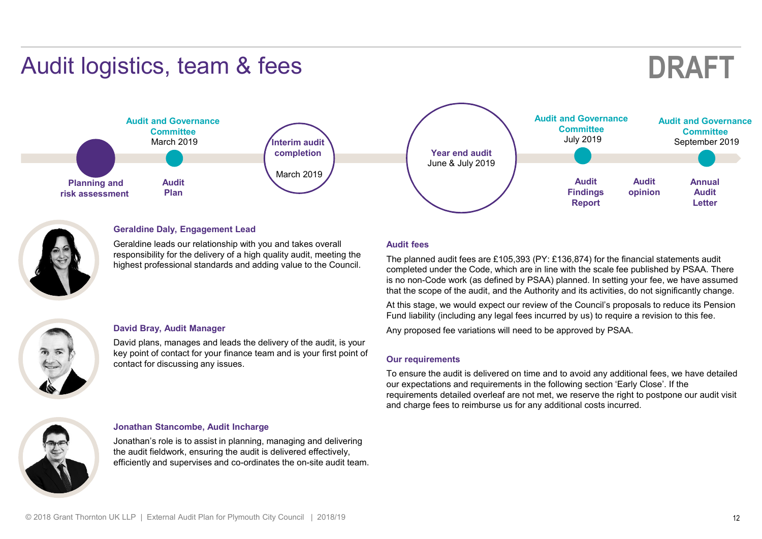# Audit logistics, team & fees

DRAFT

Planning and risk assessment

Audit and Governance Committee
March 2019

Audit Plan

Interim audit completion
March 2019

Year end audit
June & July 2019

Audit and Governance Committee
July 2019

Audit Findings Report

Audit opinion

Audit and Governance Committee
September 2019

Annual Audit Letter

**Geraldine Daly, Engagement Lead**

Geraldine leads our relationship with you and takes overall responsibility for the delivery of a high quality audit, meeting the highest professional standards and adding value to the Council.

**David Bray, Audit Manager**

David plans, manages and leads the delivery of the audit, is your key point of contact for your finance team and is your first point of contact for discussing any issues.

**Jonathan Stancombe, Audit Incharge**

Jonathan's role is to assist in planning, managing and delivering the audit fieldwork, ensuring the audit is delivered effectively, efficiently and supervises and co-ordinates the on-site audit team.

**Audit fees**

The planned audit fees are £105,393 (PY: £136,874) for the financial statements audit completed under the Code, which are in line with the scale fee published by PSAA. There is no non-Code work (as defined by PSAA) planned. In setting your fee, we have assumed that the scope of the audit, and the Authority and its activities, do not significantly change.

At this stage, we would expect our review of the Council's proposals to reduce its Pension Fund liability (including any legal fees incurred by us) to require a revision to this fee.

Any proposed fee variations will need to be approved by PSAA.

**Our requirements**

To ensure the audit is delivered on time and to avoid any additional fees, we have detailed our expectations and requirements in the following section 'Early Close'. If the requirements detailed overleaf are not met, we reserve the right to postpone our audit visit and charge fees to reimburse us for any additional costs incurred.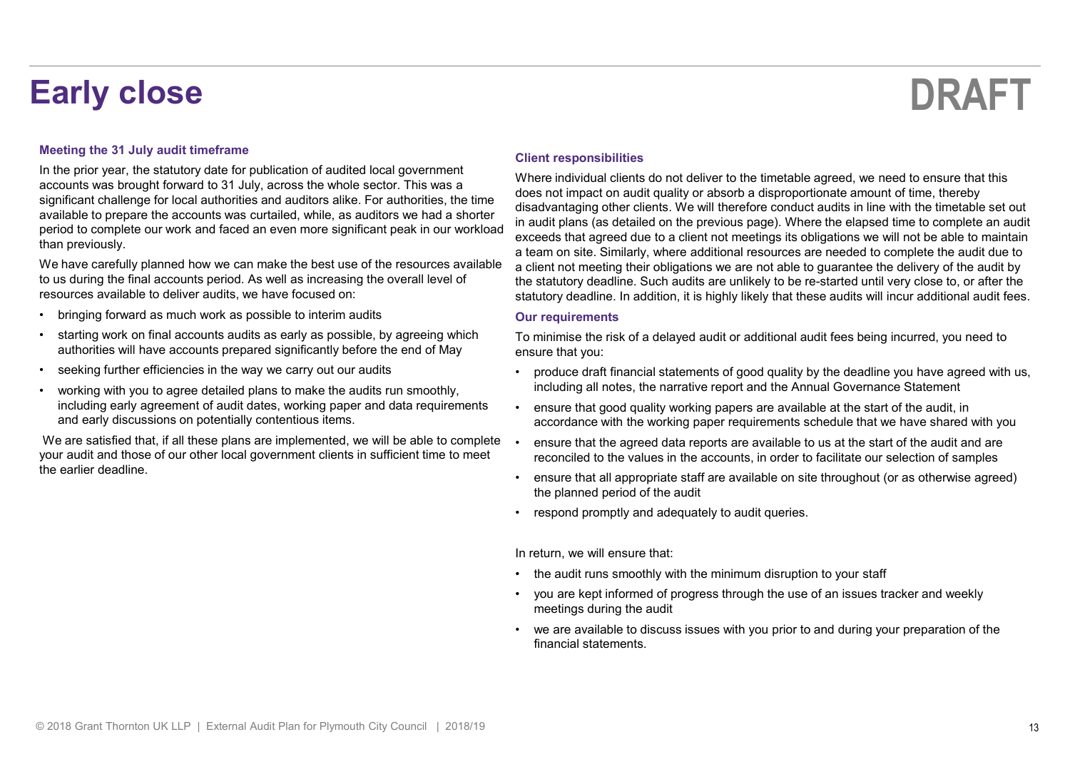# Early close

DRAFT

### Meeting the 31 July audit timeframe

In the prior year, the statutory date for publication of audited local government accounts was brought forward to 31 July, across the whole sector. This was a significant challenge for local authorities and auditors alike. For authorities, the time available to prepare the accounts was curtailed, while, as auditors we had a shorter period to complete our work and faced an even more significant peak in our workload than previously.

We have carefully planned how we can make the best use of the resources available to us during the final accounts period. As well as increasing the overall level of resources available to deliver audits, we have focused on:

- bringing forward as much work as possible to interim audits
- starting work on final accounts audits as early as possible, by agreeing which authorities will have accounts prepared significantly before the end of May
- seeking further efficiencies in the way we carry out our audits
- working with you to agree detailed plans to make the audits run smoothly, including early agreement of audit dates, working paper and data requirements and early discussions on potentially contentious items.

We are satisfied that, if all these plans are implemented, we will be able to complete your audit and those of our other local government clients in sufficient time to meet the earlier deadline.

### Client responsibilities

Where individual clients do not deliver to the timetable agreed, we need to ensure that this does not impact on audit quality or absorb a disproportionate amount of time, thereby disadvantaging other clients. We will therefore conduct audits in line with the timetable set out in audit plans (as detailed on the previous page). Where the elapsed time to complete an audit exceeds that agreed due to a client not meetings its obligations we will not be able to maintain a team on site. Similarly, where additional resources are needed to complete the audit due to a client not meeting their obligations we are not able to guarantee the delivery of the audit by the statutory deadline. Such audits are unlikely to be re-started until very close to, or after the statutory deadline. In addition, it is highly likely that these audits will incur additional audit fees.

### Our requirements

To minimise the risk of a delayed audit or additional audit fees being incurred, you need to ensure that you:

- produce draft financial statements of good quality by the deadline you have agreed with us, including all notes, the narrative report and the Annual Governance Statement
- ensure that good quality working papers are available at the start of the audit, in accordance with the working paper requirements schedule that we have shared with you
- ensure that the agreed data reports are available to us at the start of the audit and are reconciled to the values in the accounts, in order to facilitate our selection of samples
- ensure that all appropriate staff are available on site throughout (or as otherwise agreed) the planned period of the audit
- respond promptly and adequately to audit queries.

In return, we will ensure that:

- the audit runs smoothly with the minimum disruption to your staff
- you are kept informed of progress through the use of an issues tracker and weekly meetings during the audit
- we are available to discuss issues with you prior to and during your preparation of the financial statements.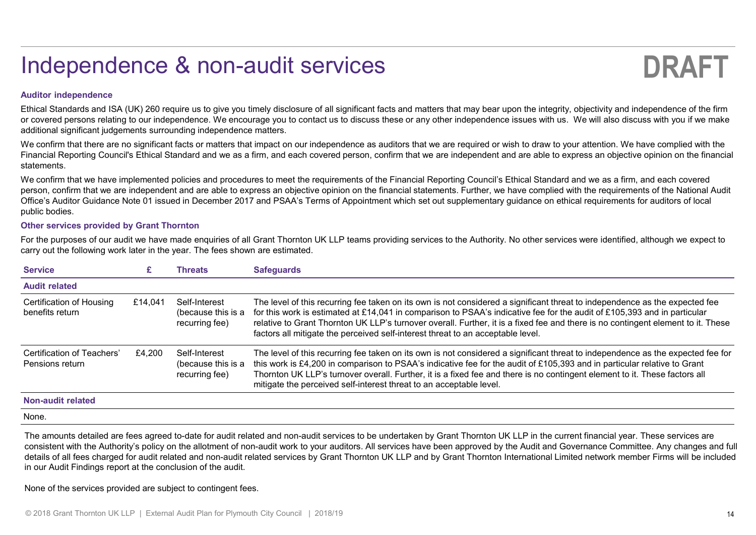# Independence & non-audit services

DRAFT

### Auditor independence

Ethical Standards and ISA (UK) 260 require us to give you timely disclosure of all significant facts and matters that may bear upon the integrity, objectivity and independence of the firm or covered persons relating to our independence. We encourage you to contact us to discuss these or any other independence issues with us. We will also discuss with you if we make additional significant judgements surrounding independence matters.

We confirm that there are no significant facts or matters that impact on our independence as auditors that we are required or wish to draw to your attention. We have complied with the Financial Reporting Council's Ethical Standard and we as a firm, and each covered person, confirm that we are independent and are able to express an objective opinion on the financial statements.

We confirm that we have implemented policies and procedures to meet the requirements of the Financial Reporting Council's Ethical Standard and we as a firm, and each covered person, confirm that we are independent and are able to express an objective opinion on the financial statements. Further, we have complied with the requirements of the National Audit Office's Auditor Guidance Note 01 issued in December 2017 and PSAA's Terms of Appointment which set out supplementary guidance on ethical requirements for auditors of local public bodies.

### Other services provided by Grant Thornton

For the purposes of our audit we have made enquiries of all Grant Thornton UK LLP teams providing services to the Authority. No other services were identified, although we expect to carry out the following work later in the year. The fees shown are estimated.

| Service | £ | Threats | Safeguards |
|---|---|---|---|
| **Audit related** | | | |
| Certification of Housing benefits return | £14,041 | Self-Interest (because this is a recurring fee) | The level of this recurring fee taken on its own is not considered a significant threat to independence as the expected fee for this work is estimated at £14,041 in comparison to PSAA's indicative fee for the audit of £105,393 and in particular relative to Grant Thornton UK LLP's turnover overall. Further, it is a fixed fee and there is no contingent element to it. These factors all mitigate the perceived self-interest threat to an acceptable level. |
| Certification of Teachers' Pensions return | £4,200 | Self-Interest (because this is a recurring fee) | The level of this recurring fee taken on its own is not considered a significant threat to independence as the expected fee for this work is £4,200 in comparison to PSAA's indicative fee for the audit of £105,393 and in particular relative to Grant Thornton UK LLP's turnover overall. Further, it is a fixed fee and there is no contingent element to it. These factors all mitigate the perceived self-interest threat to an acceptable level. |
| **Non-audit related** | | | |
| None. | | | |

The amounts detailed are fees agreed to-date for audit related and non-audit services to be undertaken by Grant Thornton UK LLP in the current financial year. These services are consistent with the Authority's policy on the allotment of non-audit work to your auditors. All services have been approved by the Audit and Governance Committee. Any changes and full details of all fees charged for audit related and non-audit related services by Grant Thornton UK LLP and by Grant Thornton International Limited network member Firms will be included in our Audit Findings report at the conclusion of the audit.

None of the services provided are subject to contingent fees.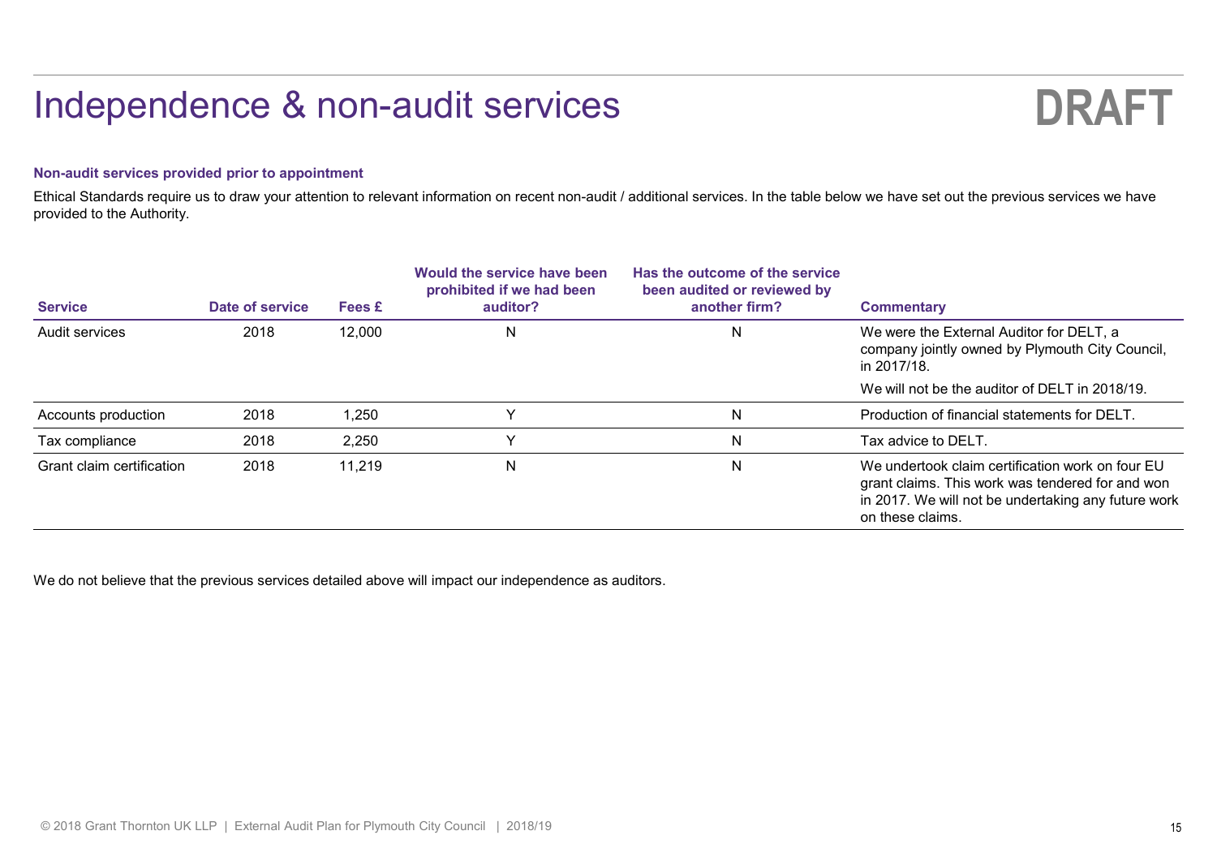# Independence & non-audit services

DRAFT

**Non-audit services provided prior to appointment**

Ethical Standards require us to draw your attention to relevant information on recent non-audit / additional services. In the table below we have set out the previous services we have provided to the Authority.

| Service | Date of service | Fees £ | Would the service have been prohibited if we had been auditor? | Has the outcome of the service been audited or reviewed by another firm? | Commentary |
|---|---|---|---|---|---|
| Audit services | 2018 | 12,000 | N | N | We were the External Auditor for DELT, a company jointly owned by Plymouth City Council, in 2017/18. We will not be the auditor of DELT in 2018/19. |
| Accounts production | 2018 | 1,250 | Y | N | Production of financial statements for DELT. |
| Tax compliance | 2018 | 2,250 | Y | N | Tax advice to DELT. |
| Grant claim certification | 2018 | 11,219 | N | N | We undertook claim certification work on four EU grant claims. This work was tendered for and won in 2017. We will not be undertaking any future work on these claims. |

We do not believe that the previous services detailed above will impact our independence as auditors.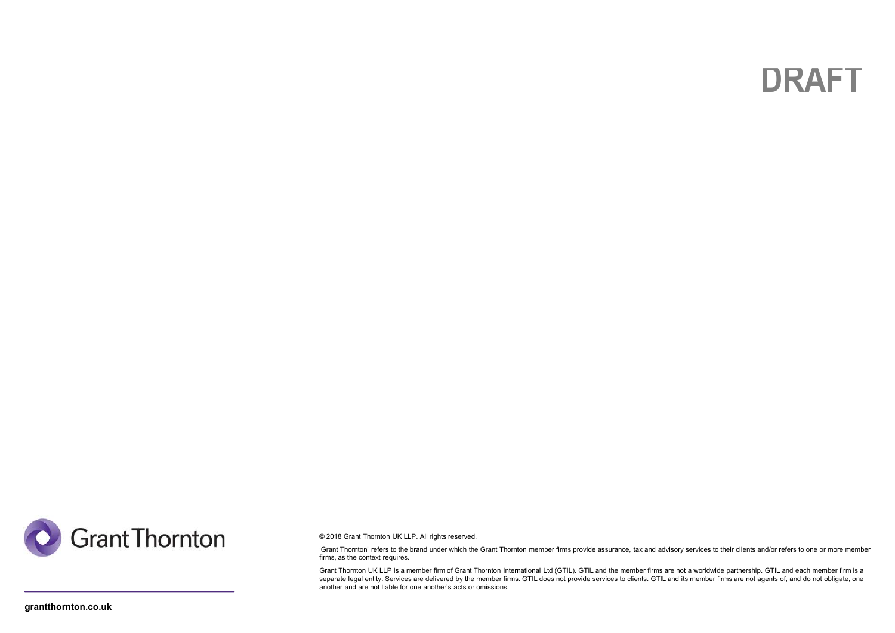DRAFT

Grant Thornton

grantthornton.co.uk

© 2018 Grant Thornton UK LLP. All rights reserved.

'Grant Thornton' refers to the brand under which the Grant Thornton member firms provide assurance, tax and advisory services to their clients and/or refers to one or more member firms, as the context requires.

Grant Thornton UK LLP is a member firm of Grant Thornton International Ltd (GTIL). GTIL and the member firms are not a worldwide partnership. GTIL and each member firm is a separate legal entity. Services are delivered by the member firms. GTIL does not provide services to clients. GTIL and its member firms are not agents of, and do not obligate, one another and are not liable for one another's acts or omissions.